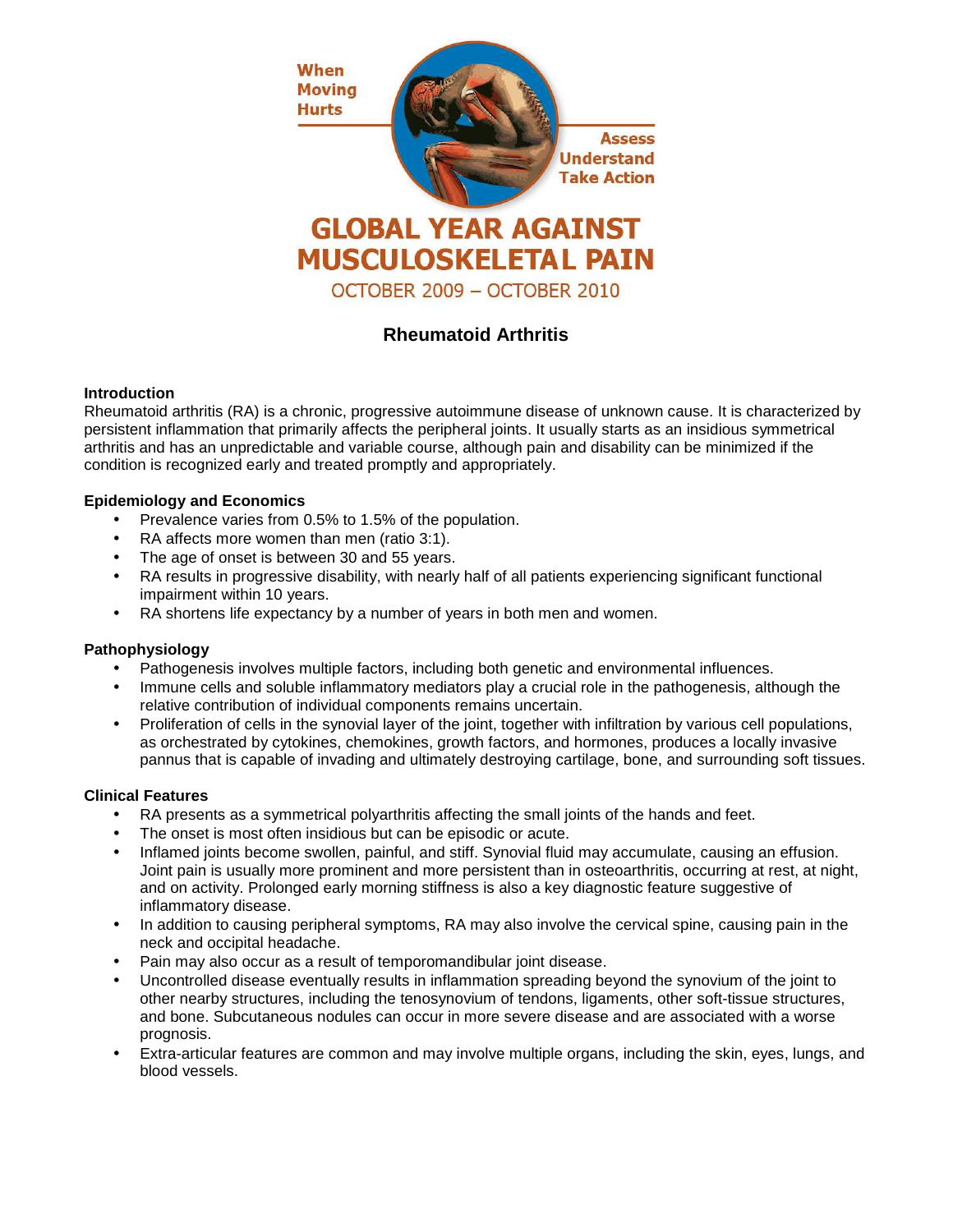When Moving Hurts

Assess Understand Take Action

# GLOBAL YEAR AGAINST MUSCULOSKELETAL PAIN

OCTOBER 2009 – OCTOBER 2010

## Rheumatoid Arthritis

### Introduction

Rheumatoid arthritis (RA) is a chronic, progressive autoimmune disease of unknown cause. It is characterized by persistent inflammation that primarily affects the peripheral joints. It usually starts as an insidious symmetrical arthritis and has an unpredictable and variable course, although pain and disability can be minimized if the condition is recognized early and treated promptly and appropriately.

### Epidemiology and Economics

- Prevalence varies from 0.5% to 1.5% of the population.
- RA affects more women than men (ratio 3:1).
- The age of onset is between 30 and 55 years.
- RA results in progressive disability, with nearly half of all patients experiencing significant functional impairment within 10 years.
- RA shortens life expectancy by a number of years in both men and women.

### Pathophysiology

- Pathogenesis involves multiple factors, including both genetic and environmental influences.
- Immune cells and soluble inflammatory mediators play a crucial role in the pathogenesis, although the relative contribution of individual components remains uncertain.
- Proliferation of cells in the synovial layer of the joint, together with infiltration by various cell populations, as orchestrated by cytokines, chemokines, growth factors, and hormones, produces a locally invasive pannus that is capable of invading and ultimately destroying cartilage, bone, and surrounding soft tissues.

### Clinical Features

- RA presents as a symmetrical polyarthritis affecting the small joints of the hands and feet.
- The onset is most often insidious but can be episodic or acute.
- Inflamed joints become swollen, painful, and stiff. Synovial fluid may accumulate, causing an effusion. Joint pain is usually more prominent and more persistent than in osteoarthritis, occurring at rest, at night, and on activity. Prolonged early morning stiffness is also a key diagnostic feature suggestive of inflammatory disease.
- In addition to causing peripheral symptoms, RA may also involve the cervical spine, causing pain in the neck and occipital headache.
- Pain may also occur as a result of temporomandibular joint disease.
- Uncontrolled disease eventually results in inflammation spreading beyond the synovium of the joint to other nearby structures, including the tenosynovium of tendons, ligaments, other soft-tissue structures, and bone. Subcutaneous nodules can occur in more severe disease and are associated with a worse prognosis.
- Extra-articular features are common and may involve multiple organs, including the skin, eyes, lungs, and blood vessels.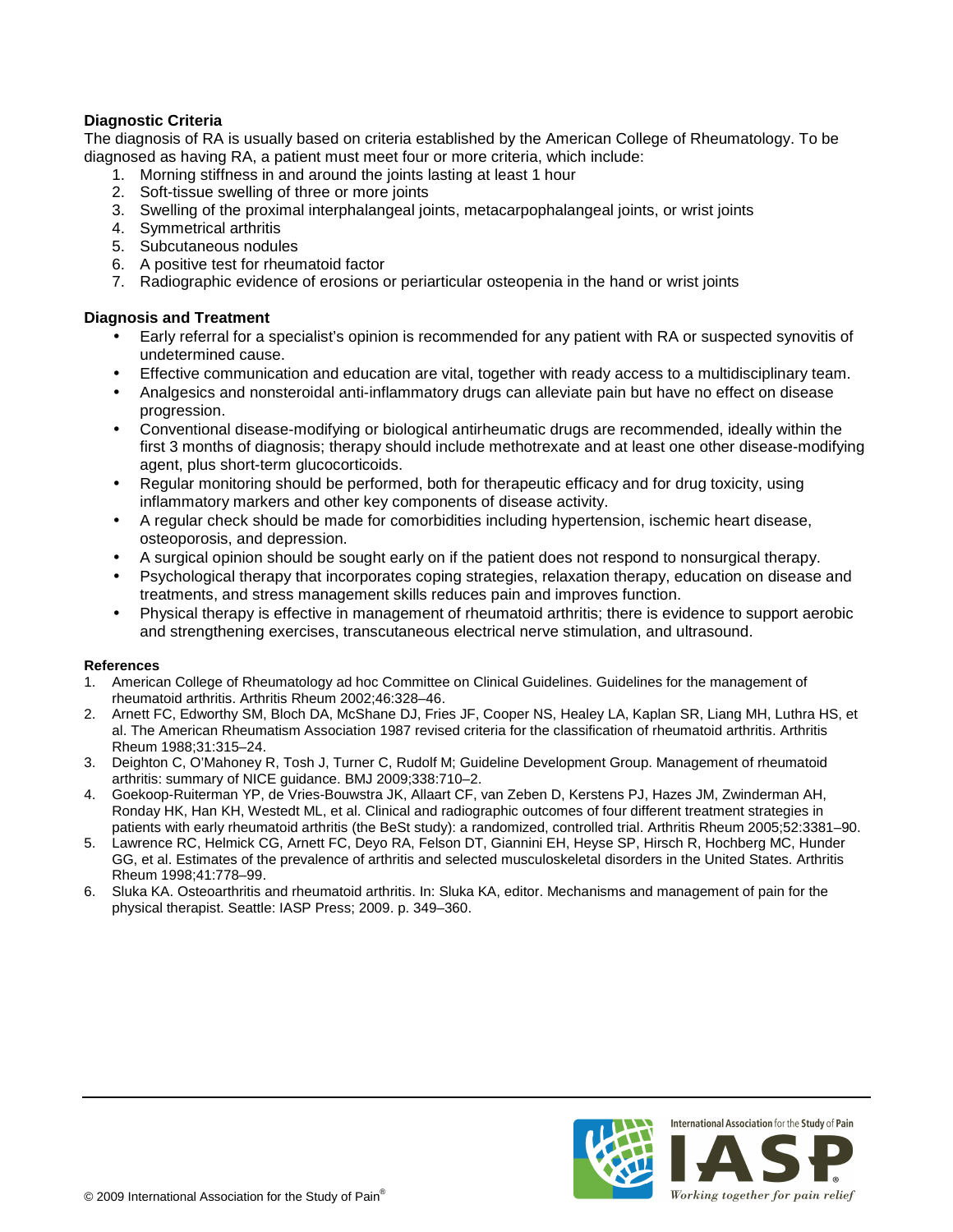### Diagnostic Criteria

The diagnosis of RA is usually based on criteria established by the American College of Rheumatology. To be diagnosed as having RA, a patient must meet four or more criteria, which include:

1. Morning stiffness in and around the joints lasting at least 1 hour
2. Soft-tissue swelling of three or more joints
3. Swelling of the proximal interphalangeal joints, metacarpophalangeal joints, or wrist joints
4. Symmetrical arthritis
5. Subcutaneous nodules
6. A positive test for rheumatoid factor
7. Radiographic evidence of erosions or periarticular osteopenia in the hand or wrist joints

### Diagnosis and Treatment

- Early referral for a specialist's opinion is recommended for any patient with RA or suspected synovitis of undetermined cause.
- Effective communication and education are vital, together with ready access to a multidisciplinary team.
- Analgesics and nonsteroidal anti-inflammatory drugs can alleviate pain but have no effect on disease progression.
- Conventional disease-modifying or biological antirheumatic drugs are recommended, ideally within the first 3 months of diagnosis; therapy should include methotrexate and at least one other disease-modifying agent, plus short-term glucocorticoids.
- Regular monitoring should be performed, both for therapeutic efficacy and for drug toxicity, using inflammatory markers and other key components of disease activity.
- A regular check should be made for comorbidities including hypertension, ischemic heart disease, osteoporosis, and depression.
- A surgical opinion should be sought early on if the patient does not respond to nonsurgical therapy.
- Psychological therapy that incorporates coping strategies, relaxation therapy, education on disease and treatments, and stress management skills reduces pain and improves function.
- Physical therapy is effective in management of rheumatoid arthritis; there is evidence to support aerobic and strengthening exercises, transcutaneous electrical nerve stimulation, and ultrasound.

#### References

1. American College of Rheumatology ad hoc Committee on Clinical Guidelines. Guidelines for the management of rheumatoid arthritis. Arthritis Rheum 2002;46:328–46.
2. Arnett FC, Edworthy SM, Bloch DA, McShane DJ, Fries JF, Cooper NS, Healey LA, Kaplan SR, Liang MH, Luthra HS, et al. The American Rheumatism Association 1987 revised criteria for the classification of rheumatoid arthritis. Arthritis Rheum 1988;31:315–24.
3. Deighton C, O'Mahoney R, Tosh J, Turner C, Rudolf M; Guideline Development Group. Management of rheumatoid arthritis: summary of NICE guidance. BMJ 2009;338:710–2.
4. Goekoop-Ruiterman YP, de Vries-Bouwstra JK, Allaart CF, van Zeben D, Kerstens PJ, Hazes JM, Zwinderman AH, Ronday HK, Han KH, Westedt ML, et al. Clinical and radiographic outcomes of four different treatment strategies in patients with early rheumatoid arthritis (the BeSt study): a randomized, controlled trial. Arthritis Rheum 2005;52:3381–90.
5. Lawrence RC, Helmick CG, Arnett FC, Deyo RA, Felson DT, Giannini EH, Heyse SP, Hirsch R, Hochberg MC, Hunder GG, et al. Estimates of the prevalence of arthritis and selected musculoskeletal disorders in the United States. Arthritis Rheum 1998;41:778–99.
6. Sluka KA. Osteoarthritis and rheumatoid arthritis. In: Sluka KA, editor. Mechanisms and management of pain for the physical therapist. Seattle: IASP Press; 2009. p. 349–360.

© 2009 International Association for the Study of Pain®

International Association for the Study of Pain
IASP
*Working together for pain relief*